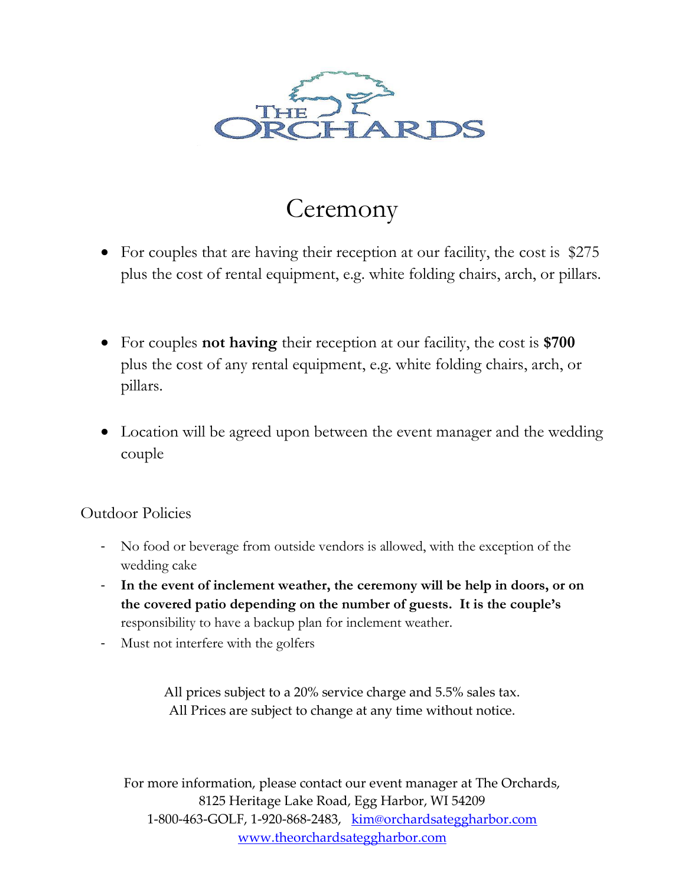THE ORCHARDS

# Ceremony

- For couples that are having their reception at our facility, the cost is $275 plus the cost of rental equipment, e.g. white folding chairs, arch, or pillars.

- For couples **not having** their reception at our facility, the cost is **$700** plus the cost of any rental equipment, e.g. white folding chairs, arch, or pillars.

- Location will be agreed upon between the event manager and the wedding couple

## Outdoor Policies

- No food or beverage from outside vendors is allowed, with the exception of the wedding cake
- **In the event of inclement weather, the ceremony will be help in doors, or on the covered patio depending on the number of guests. It is the couple's** responsibility to have a backup plan for inclement weather.
- Must not interfere with the golfers

All prices subject to a 20% service charge and 5.5% sales tax.
All Prices are subject to change at any time without notice.

For more information, please contact our event manager at The Orchards,
8125 Heritage Lake Road, Egg Harbor, WI 54209
1-800-463-GOLF, 1-920-868-2483, kim@orchardsateggharbor.com
www.theorchardsateggharbor.com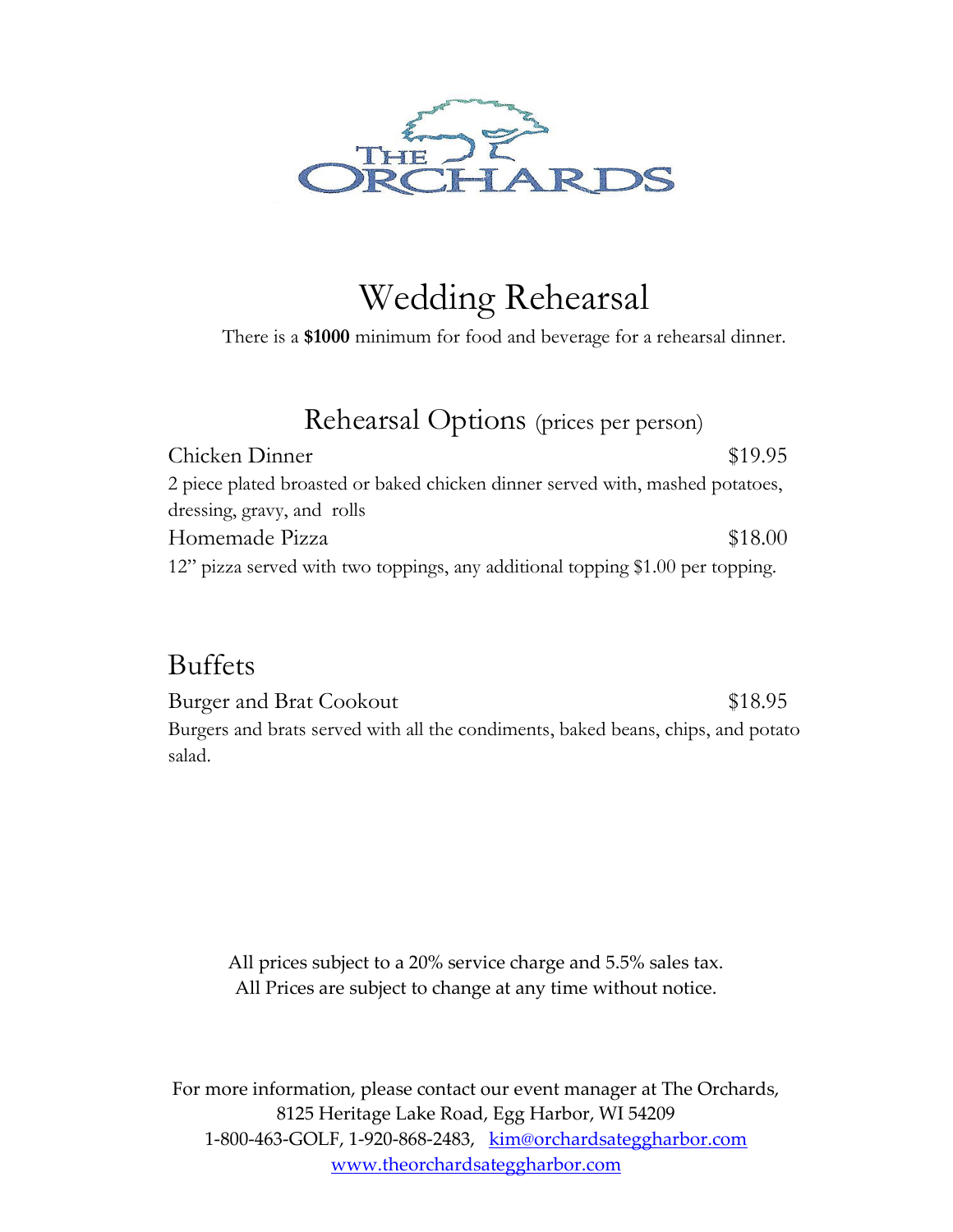# Wedding Rehearsal

There is a **$1000** minimum for food and beverage for a rehearsal dinner.

## Rehearsal Options (prices per person)

Chicken Dinner $19.95

2 piece plated broasted or baked chicken dinner served with, mashed potatoes, dressing, gravy, and rolls

Homemade Pizza $18.00

12" pizza served with two toppings, any additional topping $1.00 per topping.

## Buffets

Burger and Brat Cookout $18.95

Burgers and brats served with all the condiments, baked beans, chips, and potato salad.

All prices subject to a 20% service charge and 5.5% sales tax.
All Prices are subject to change at any time without notice.

For more information, please contact our event manager at The Orchards,
8125 Heritage Lake Road, Egg Harbor, WI 54209
1-800-463-GOLF, 1-920-868-2483, kim@orchardsateggharbor.com
www.theorchardsateggharbor.com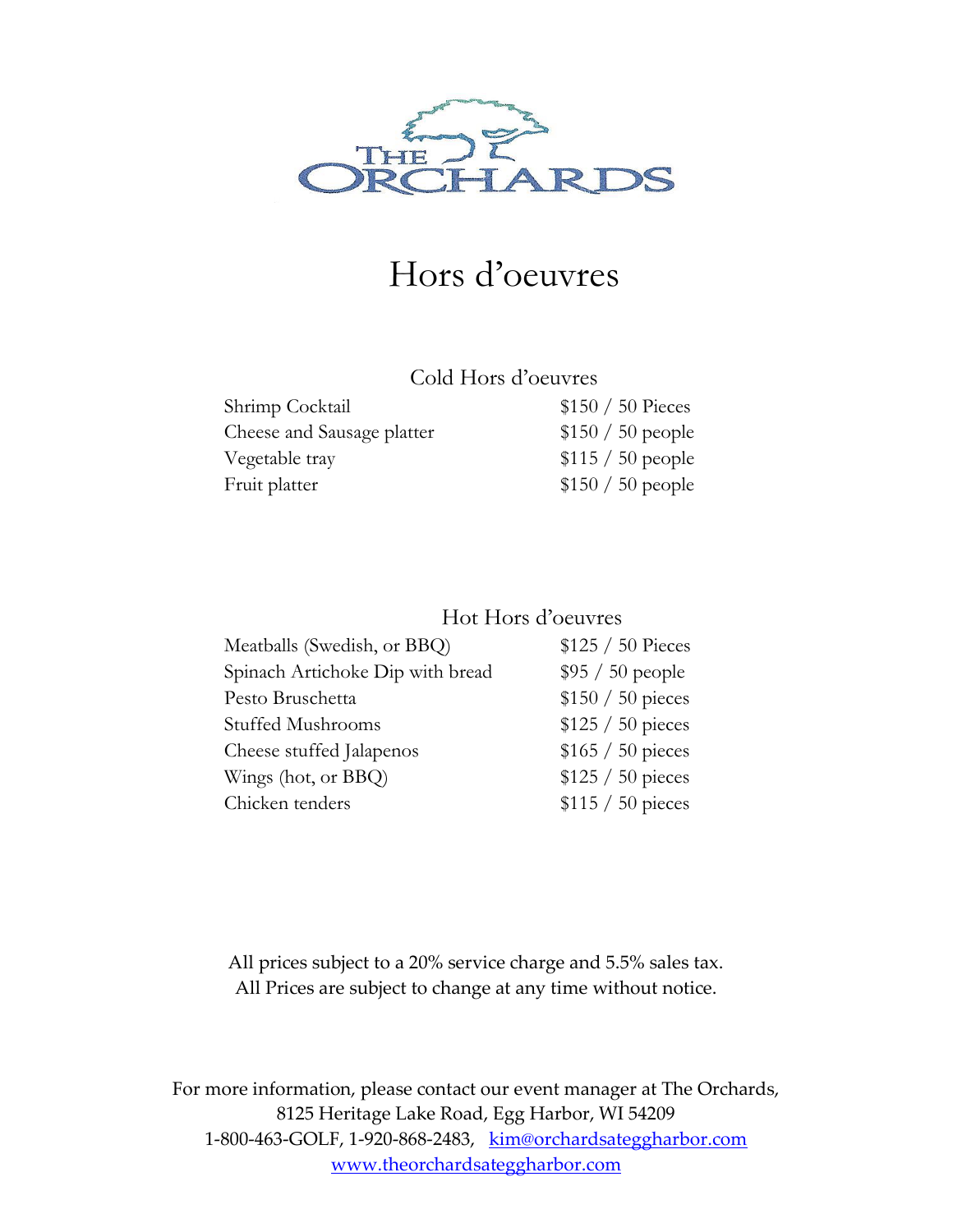# THE ORCHARDS

# Hors d'oeuvres

## Cold Hors d'oeuvres

| | |
|---|---|
| Shrimp Cocktail | $150 / 50 Pieces |
| Cheese and Sausage platter | $150 / 50 people |
| Vegetable tray | $115 / 50 people |
| Fruit platter | $150 / 50 people |

## Hot Hors d'oeuvres

| | |
|---|---|
| Meatballs (Swedish, or BBQ) | $125 / 50 Pieces |
| Spinach Artichoke Dip with bread | $95 / 50 people |
| Pesto Bruschetta | $150 / 50 pieces |
| Stuffed Mushrooms | $125 / 50 pieces |
| Cheese stuffed Jalapenos | $165 / 50 pieces |
| Wings (hot, or BBQ) | $125 / 50 pieces |
| Chicken tenders | $115 / 50 pieces |

All prices subject to a 20% service charge and 5.5% sales tax.
All Prices are subject to change at any time without notice.

For more information, please contact our event manager at The Orchards,
8125 Heritage Lake Road, Egg Harbor, WI 54209
1-800-463-GOLF, 1-920-868-2483, kim@orchardsateggharbor.com
www.theorchardsateggharbor.com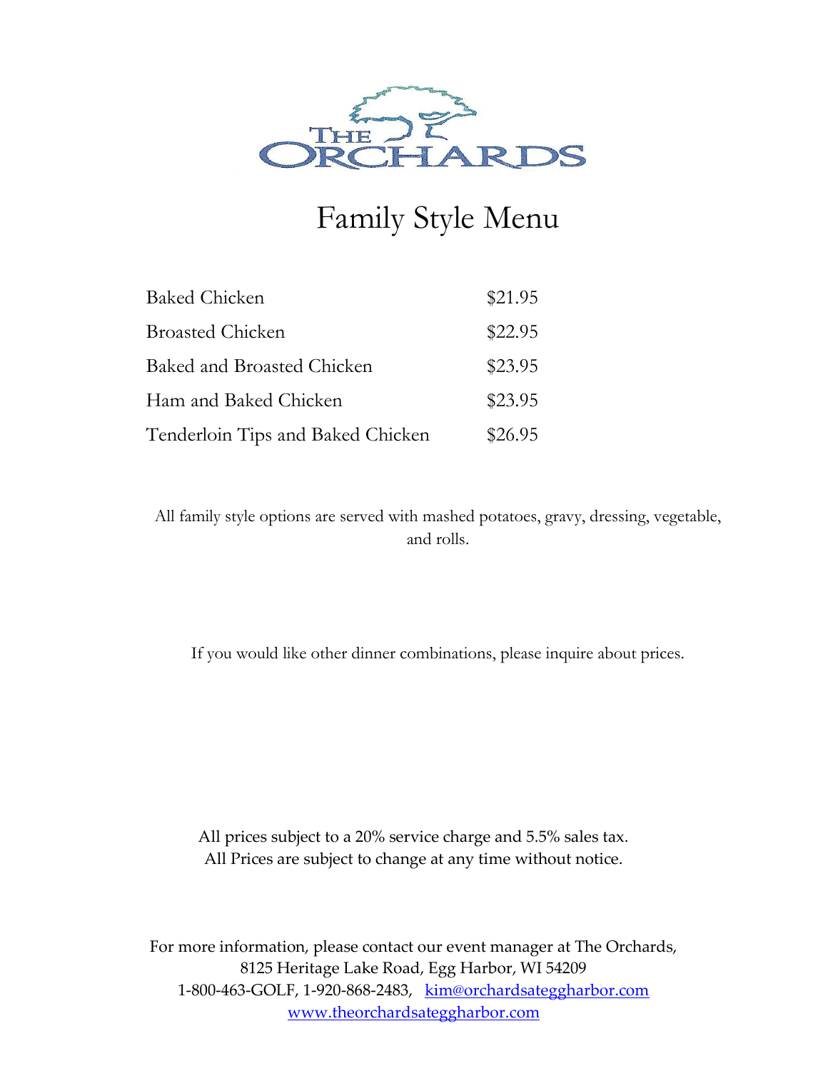# The Orchards

## Family Style Menu

| | |
|---|---|
| Baked Chicken | $21.95 |
| Broasted Chicken | $22.95 |
| Baked and Broasted Chicken | $23.95 |
| Ham and Baked Chicken | $23.95 |
| Tenderloin Tips and Baked Chicken | $26.95 |

All family style options are served with mashed potatoes, gravy, dressing, vegetable, and rolls.

If you would like other dinner combinations, please inquire about prices.

All prices subject to a 20% service charge and 5.5% sales tax.
All Prices are subject to change at any time without notice.

For more information, please contact our event manager at The Orchards,
8125 Heritage Lake Road, Egg Harbor, WI 54209
1-800-463-GOLF, 1-920-868-2483, kim@orchardsateggharbor.com
www.theorchardsateggharbor.com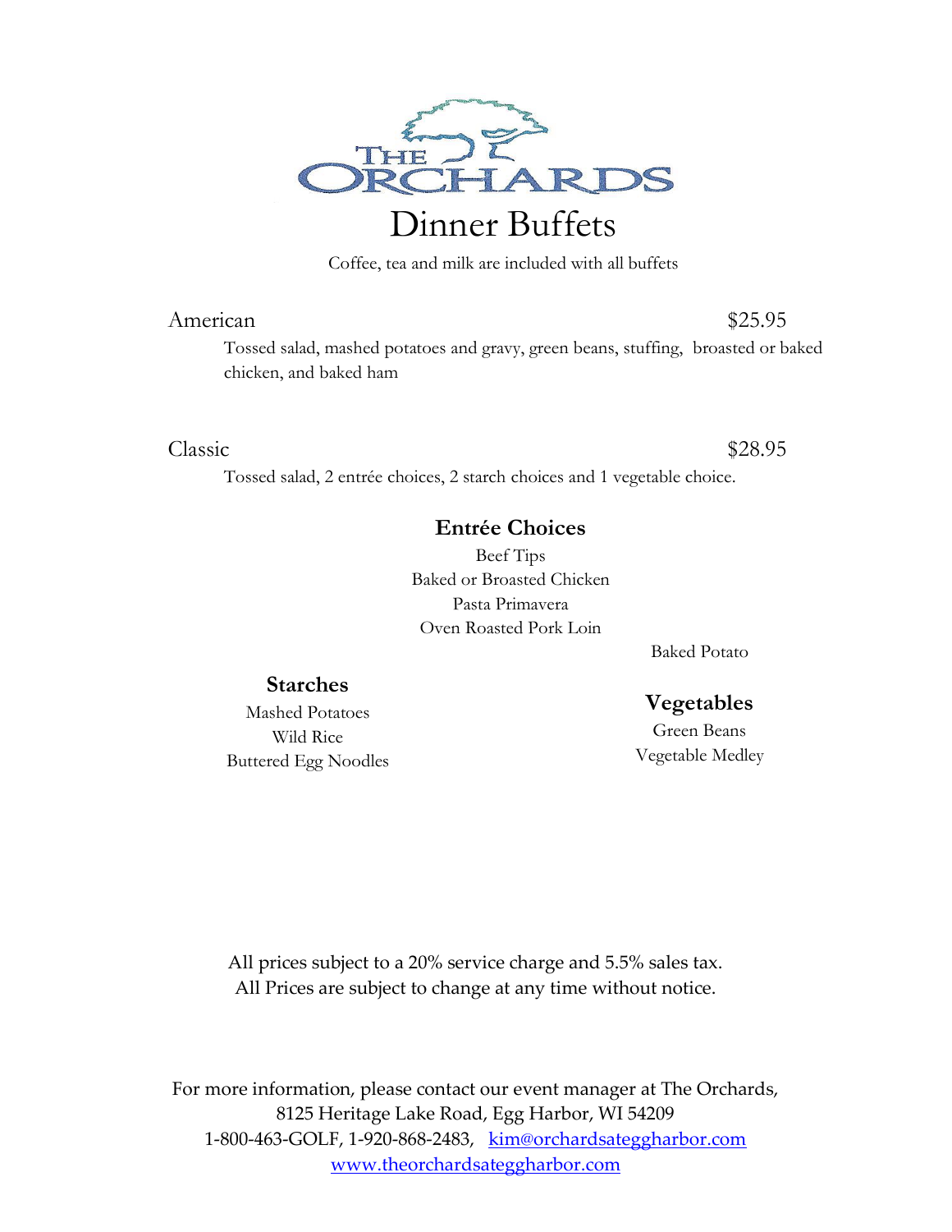# The Orchards

## Dinner Buffets

Coffee, tea and milk are included with all buffets

**American** $25.95

Tossed salad, mashed potatoes and gravy, green beans, stuffing, broasted or baked chicken, and baked ham

**Classic** $28.95

Tossed salad, 2 entrée choices, 2 starch choices and 1 vegetable choice.

### Entrée Choices

Beef Tips
Baked or Broasted Chicken
Pasta Primavera
Oven Roasted Pork Loin

### Starches

Mashed Potatoes
Wild Rice
Buttered Egg Noodles
Baked Potato

### Vegetables

Green Beans
Vegetable Medley

All prices subject to a 20% service charge and 5.5% sales tax.
All Prices are subject to change at any time without notice.

For more information, please contact our event manager at The Orchards,
8125 Heritage Lake Road, Egg Harbor, WI 54209
1-800-463-GOLF, 1-920-868-2483, kim@orchardsateggharbor.com
www.theorchardsateggharbor.com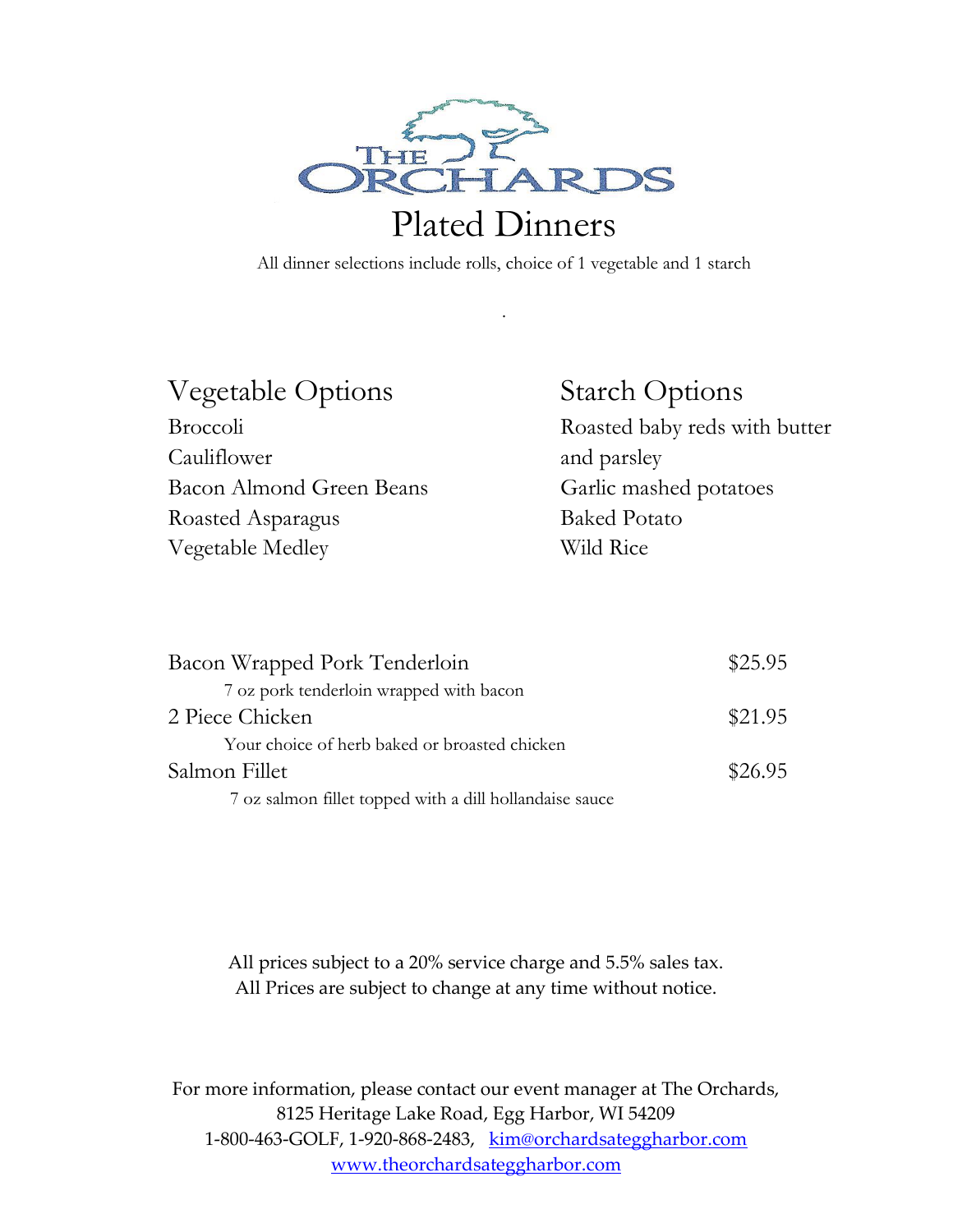# The Orchards

## Plated Dinners

All dinner selections include rolls, choice of 1 vegetable and 1 starch

### Vegetable Options

Broccoli
Cauliflower
Bacon Almond Green Beans
Roasted Asparagus
Vegetable Medley

### Starch Options

Roasted baby reds with butter and parsley
Garlic mashed potatoes
Baked Potato
Wild Rice

| | |
|---|---|
| Bacon Wrapped Pork Tenderloin<br>7 oz pork tenderloin wrapped with bacon | $25.95 |
| 2 Piece Chicken<br>Your choice of herb baked or broasted chicken | $21.95 |
| Salmon Fillet<br>7 oz salmon fillet topped with a dill hollandaise sauce | $26.95 |

All prices subject to a 20% service charge and 5.5% sales tax.
All Prices are subject to change at any time without notice.

For more information, please contact our event manager at The Orchards,
8125 Heritage Lake Road, Egg Harbor, WI 54209
1-800-463-GOLF, 1-920-868-2483, kim@orchardsateggharbor.com
www.theorchardsateggharbor.com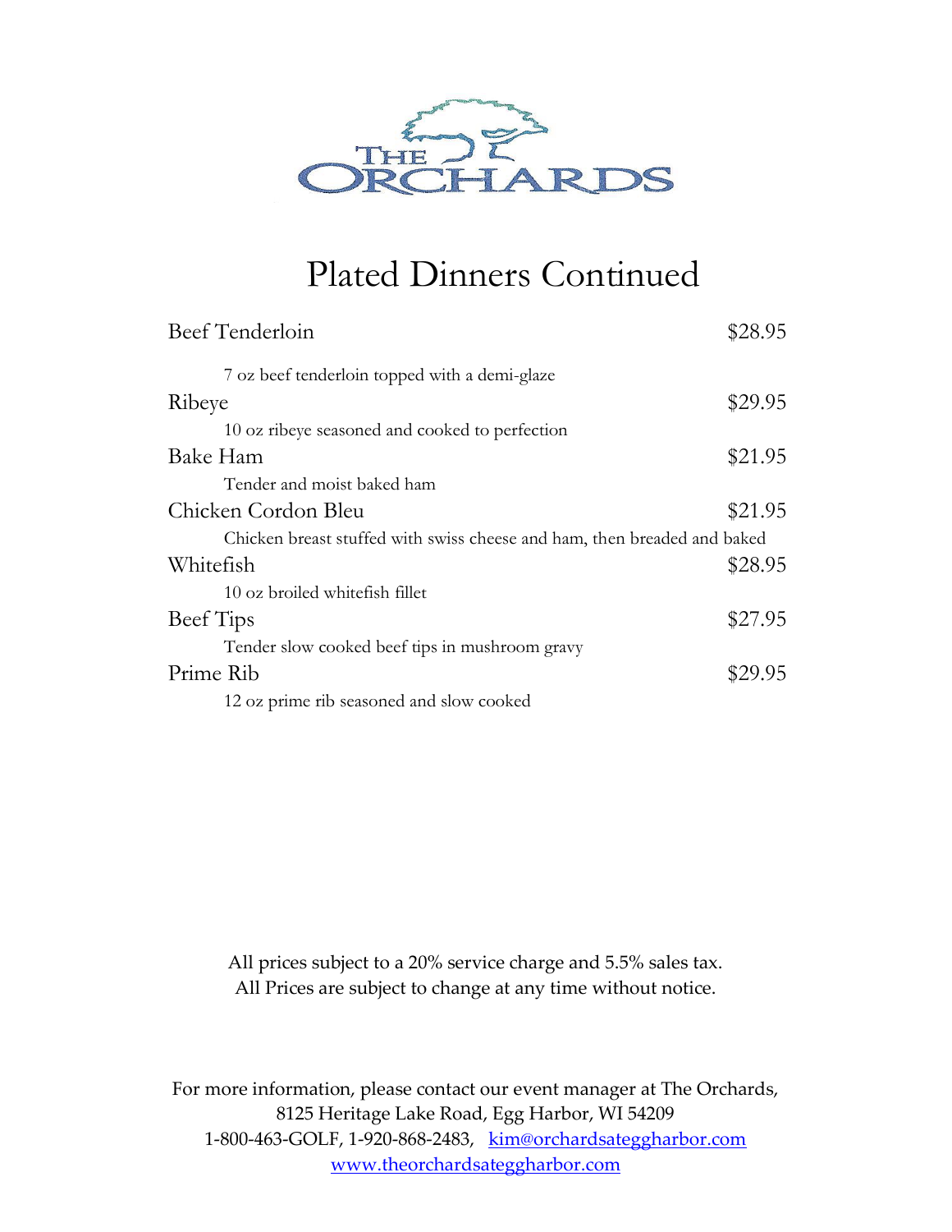# Plated Dinners Continued

**Beef Tenderloin** — $28.95

7 oz beef tenderloin topped with a demi-glaze

**Ribeye** — $29.95

10 oz ribeye seasoned and cooked to perfection

**Bake Ham** — $21.95

Tender and moist baked ham

**Chicken Cordon Bleu** — $21.95

Chicken breast stuffed with swiss cheese and ham, then breaded and baked

**Whitefish** — $28.95

10 oz broiled whitefish fillet

**Beef Tips** — $27.95

Tender slow cooked beef tips in mushroom gravy

**Prime Rib** — $29.95

12 oz prime rib seasoned and slow cooked

All prices subject to a 20% service charge and 5.5% sales tax.
All Prices are subject to change at any time without notice.

For more information, please contact our event manager at The Orchards,
8125 Heritage Lake Road, Egg Harbor, WI 54209
1-800-463-GOLF, 1-920-868-2483, kim@orchardsateggharbor.com
www.theorchardsateggharbor.com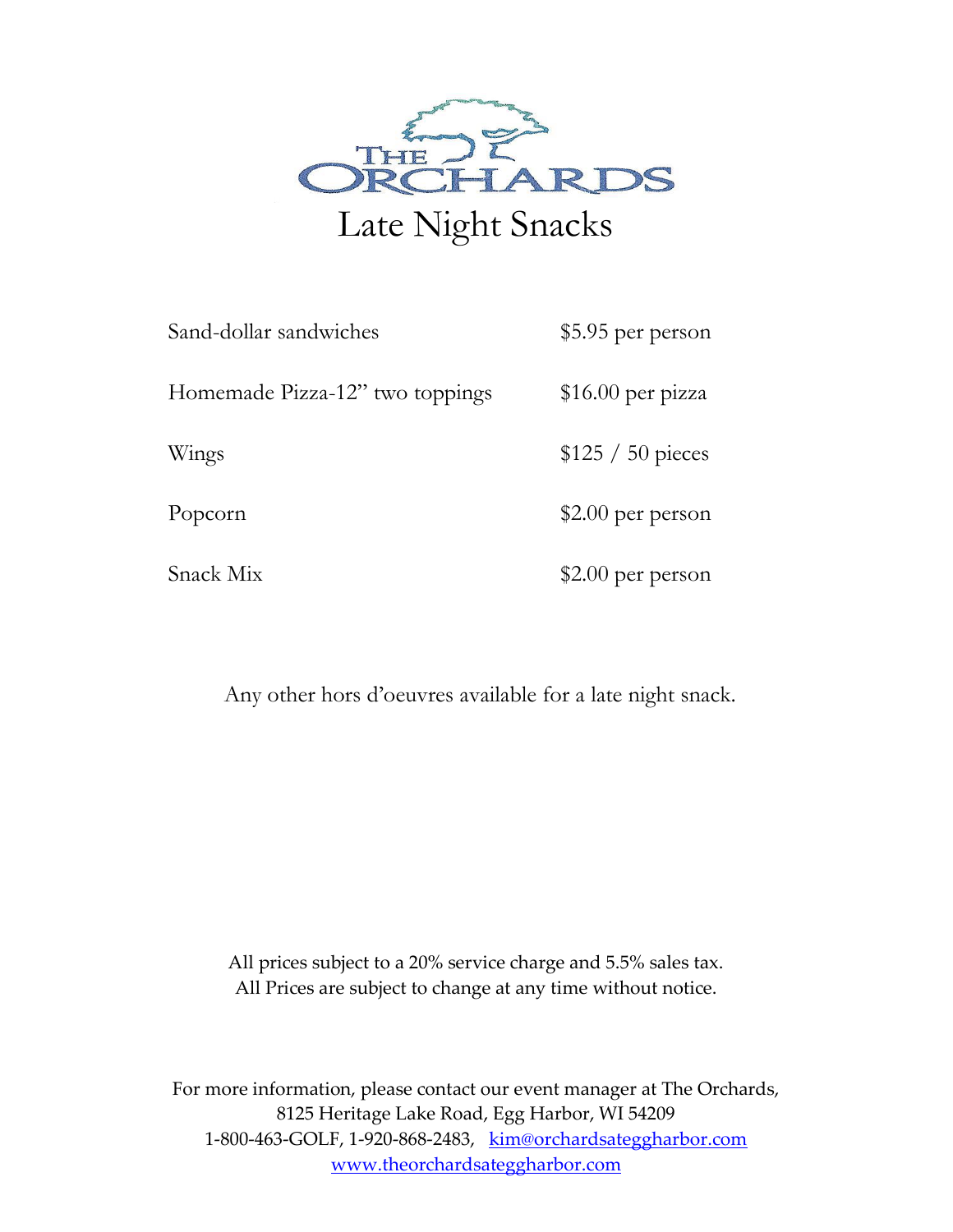# THE ORCHARDS

## Late Night Snacks

| | |
|---|---|
| Sand-dollar sandwiches | $5.95 per person |
| Homemade Pizza-12" two toppings | $16.00 per pizza |
| Wings | $125 / 50 pieces |
| Popcorn | $2.00 per person |
| Snack Mix | $2.00 per person |

Any other hors d'oeuvres available for a late night snack.

All prices subject to a 20% service charge and 5.5% sales tax.
All Prices are subject to change at any time without notice.

For more information, please contact our event manager at The Orchards,
8125 Heritage Lake Road, Egg Harbor, WI 54209
1-800-463-GOLF, 1-920-868-2483, kim@orchardsateggharbor.com
www.theorchardsateggharbor.com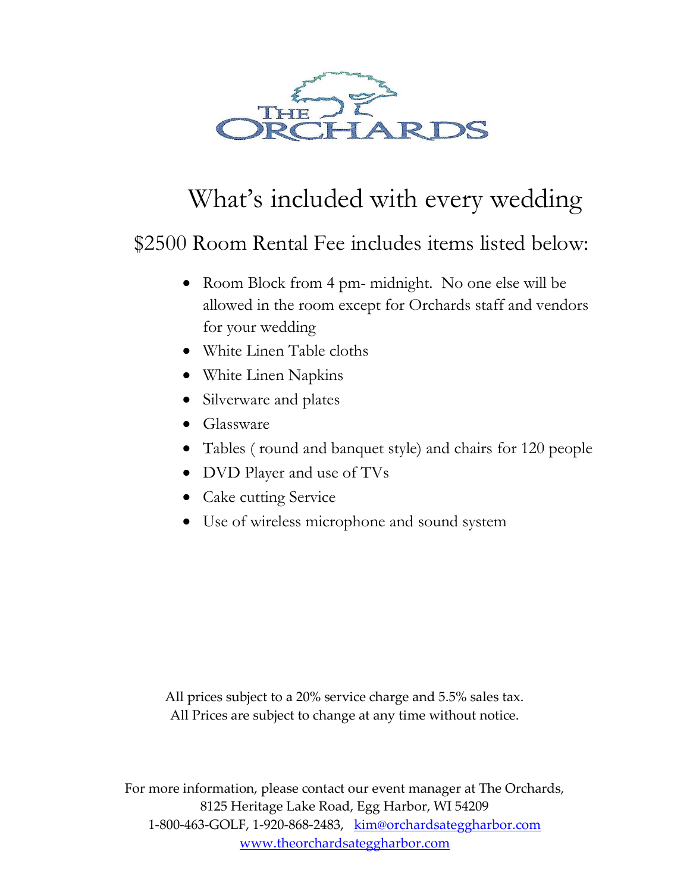# THE ORCHARDS

## What's included with every wedding

### $2500 Room Rental Fee includes items listed below:

- Room Block from 4 pm- midnight. No one else will be allowed in the room except for Orchards staff and vendors for your wedding
- White Linen Table cloths
- White Linen Napkins
- Silverware and plates
- Glassware
- Tables ( round and banquet style) and chairs for 120 people
- DVD Player and use of TVs
- Cake cutting Service
- Use of wireless microphone and sound system

All prices subject to a 20% service charge and 5.5% sales tax.
All Prices are subject to change at any time without notice.

For more information, please contact our event manager at The Orchards,
8125 Heritage Lake Road, Egg Harbor, WI 54209
1-800-463-GOLF, 1-920-868-2483, kim@orchardsateggharbor.com
www.theorchardsateggharbor.com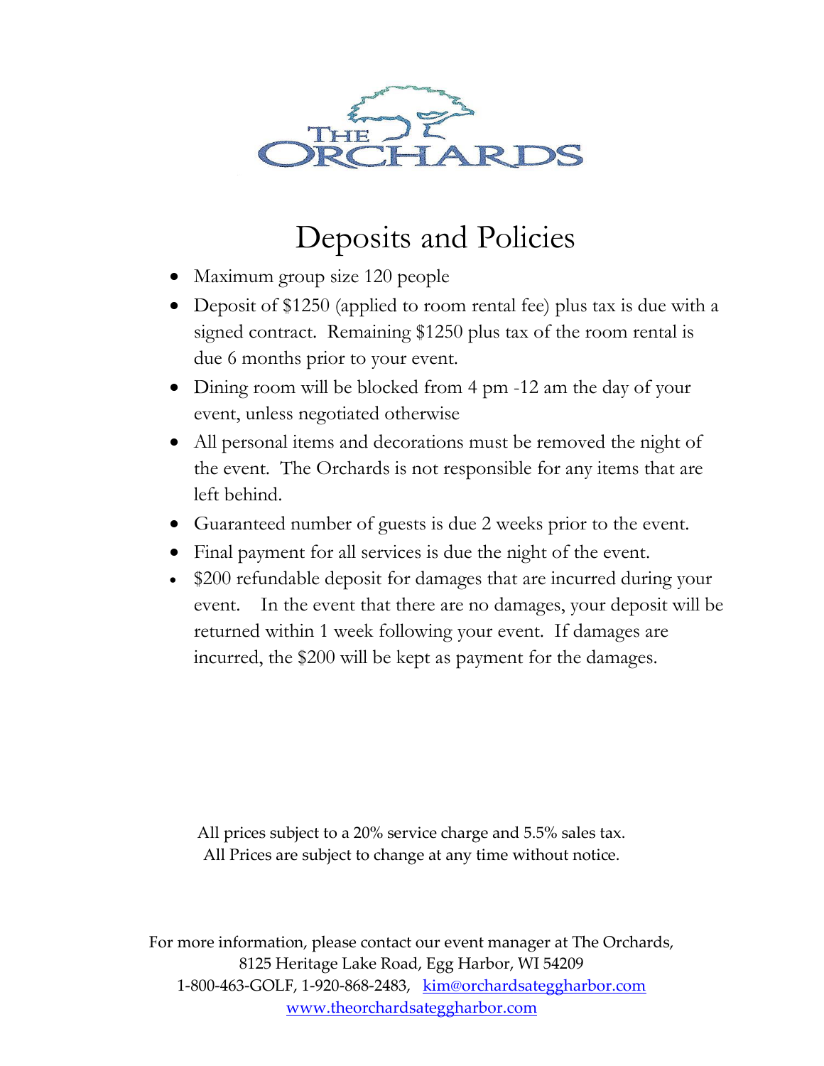THE ORCHARDS

# Deposits and Policies

- Maximum group size 120 people
- Deposit of $1250 (applied to room rental fee) plus tax is due with a signed contract. Remaining $1250 plus tax of the room rental is due 6 months prior to your event.
- Dining room will be blocked from 4 pm -12 am the day of your event, unless negotiated otherwise
- All personal items and decorations must be removed the night of the event. The Orchards is not responsible for any items that are left behind.
- Guaranteed number of guests is due 2 weeks prior to the event.
- Final payment for all services is due the night of the event.
- $200 refundable deposit for damages that are incurred during your event. In the event that there are no damages, your deposit will be returned within 1 week following your event. If damages are incurred, the $200 will be kept as payment for the damages.

All prices subject to a 20% service charge and 5.5% sales tax.
All Prices are subject to change at any time without notice.

For more information, please contact our event manager at The Orchards,
8125 Heritage Lake Road, Egg Harbor, WI 54209
1-800-463-GOLF, 1-920-868-2483, kim@orchardsateggharbor.com
www.theorchardsateggharbor.com